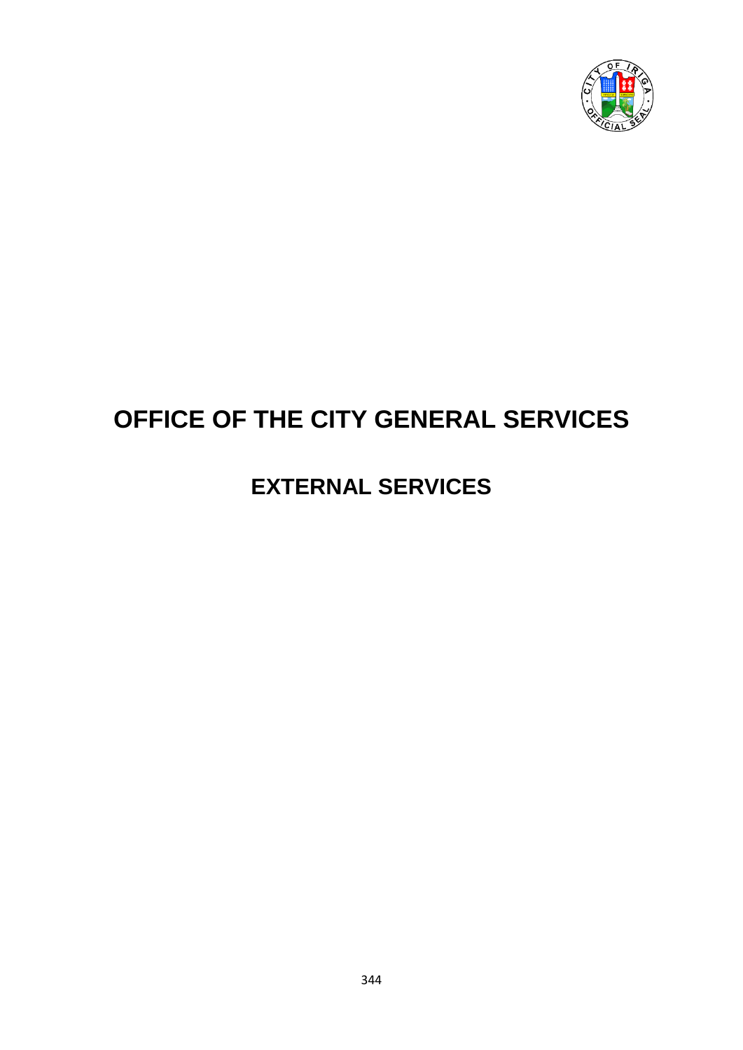# OFFICE OF THE CITY GENERAL SERVICES

## EXTERNAL SERVICES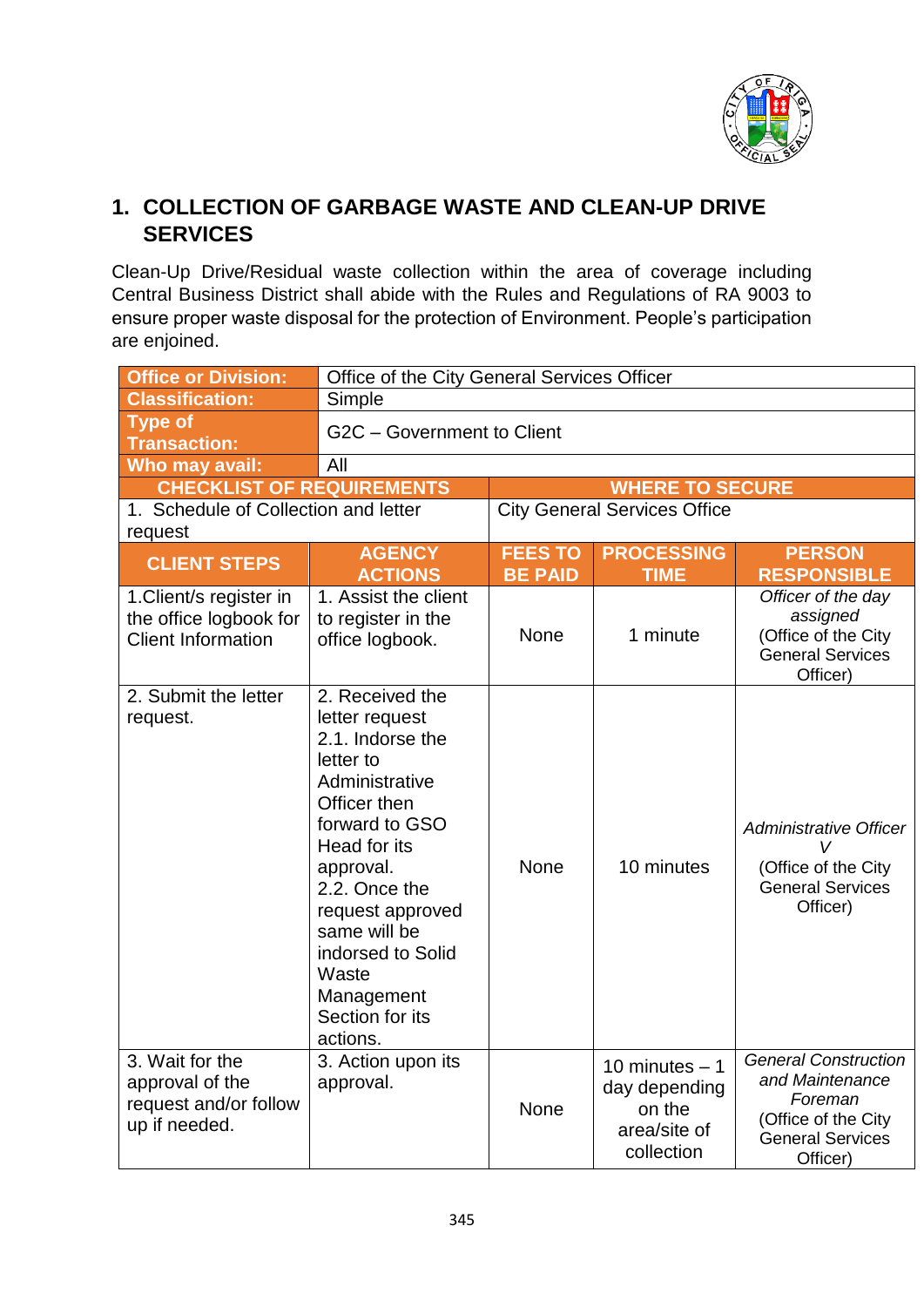## 1. COLLECTION OF GARBAGE WASTE AND CLEAN-UP DRIVE SERVICES

Clean-Up Drive/Residual waste collection within the area of coverage including Central Business District shall abide with the Rules and Regulations of RA 9003 to ensure proper waste disposal for the protection of Environment. People's participation are enjoined.

| **Office or Division:** | Office of the City General Services Officer | | | |
|---|---|---|---|---|
| **Classification:** | Simple | | | |
| **Type of Transaction:** | G2C – Government to Client | | | |
| **Who may avail:** | All | | | |
| **CHECKLIST OF REQUIREMENTS** | | **WHERE TO SECURE** | | |
| 1. Schedule of Collection and letter request | | City General Services Office | | |
| **CLIENT STEPS** | **AGENCY ACTIONS** | **FEES TO BE PAID** | **PROCESSING TIME** | **PERSON RESPONSIBLE** |
| 1.Client/s register in the office logbook for Client Information | 1. Assist the client to register in the office logbook. | None | 1 minute | *Officer of the day assigned* (Office of the City General Services Officer) |
| 2. Submit the letter request. | 2. Received the letter request 2.1. Indorse the letter to Administrative Officer then forward to GSO Head for its approval. 2.2. Once the request approved same will be indorsed to Solid Waste Management Section for its actions. | None | 10 minutes | *Administrative Officer V* (Office of the City General Services Officer) |
| 3. Wait for the approval of the request and/or follow up if needed. | 3. Action upon its approval. | None | 10 minutes – 1 day depending on the area/site of collection | *General Construction and Maintenance Foreman* (Office of the City General Services Officer) |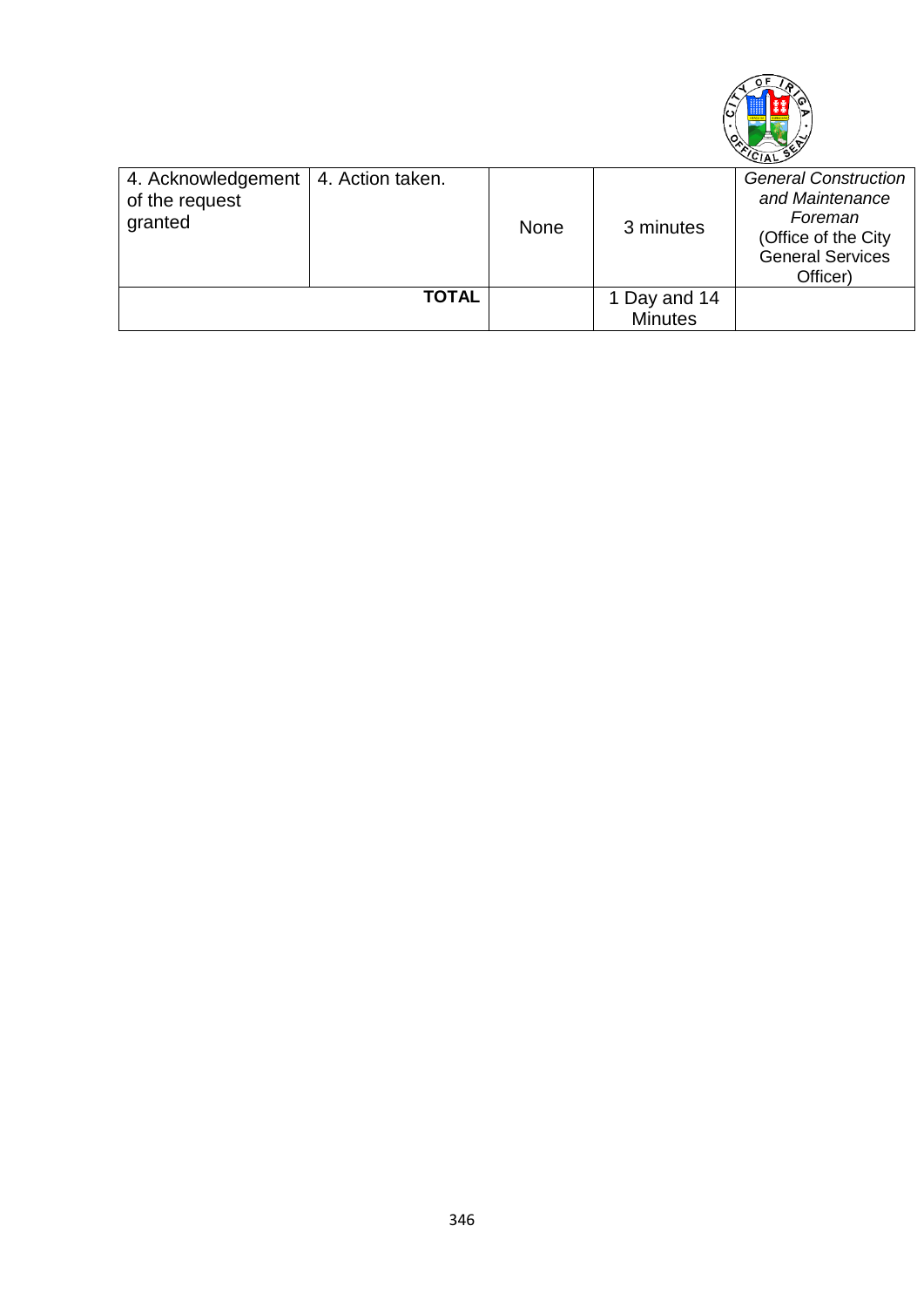| 4. Acknowledgement of the request granted | 4. Action taken. | None | 3 minutes | *General Construction and Maintenance Foreman* (Office of the City General Services Officer) |
|---|---|---|---|---|
| | **TOTAL** | | 1 Day and 14 Minutes | |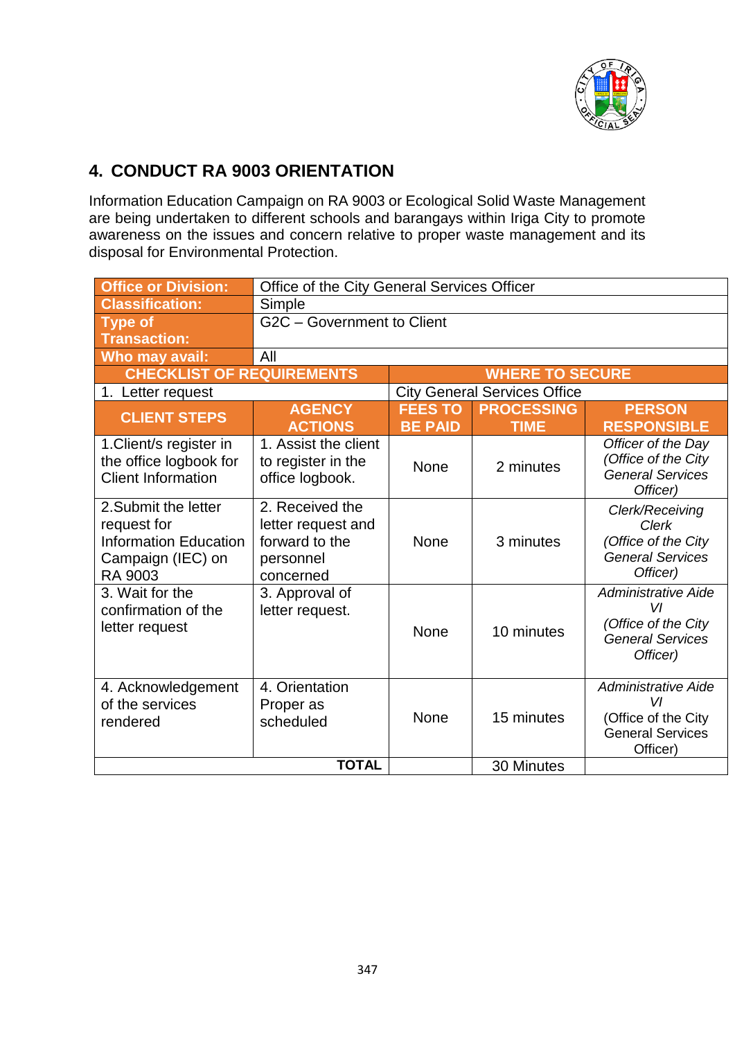## 4. CONDUCT RA 9003 ORIENTATION

Information Education Campaign on RA 9003 or Ecological Solid Waste Management are being undertaken to different schools and barangays within Iriga City to promote awareness on the issues and concern relative to proper waste management and its disposal for Environmental Protection.

| **Office or Division:** | Office of the City General Services Officer | | | |
|---|---|---|---|---|
| **Classification:** | Simple | | | |
| **Type of Transaction:** | G2C – Government to Client | | | |
| **Who may avail:** | All | | | |
| **CHECKLIST OF REQUIREMENTS** | | **WHERE TO SECURE** | | |
| 1. Letter request | | City General Services Office | | |
| **CLIENT STEPS** | **AGENCY ACTIONS** | **FEES TO BE PAID** | **PROCESSING TIME** | **PERSON RESPONSIBLE** |
| 1.Client/s register in the office logbook for Client Information | 1. Assist the client to register in the office logbook. | None | 2 minutes | *Officer of the Day (Office of the City General Services Officer)* |
| 2.Submit the letter request for Information Education Campaign (IEC) on RA 9003 | 2. Received the letter request and forward to the personnel concerned | None | 3 minutes | *Clerk/Receiving Clerk (Office of the City General Services Officer)* |
| 3. Wait for the confirmation of the letter request | 3. Approval of letter request. | None | 10 minutes | *Administrative Aide VI (Office of the City General Services Officer)* |
| 4. Acknowledgement of the services rendered | 4. Orientation Proper as scheduled | None | 15 minutes | *Administrative Aide VI* (Office of the City General Services Officer) |
| | **TOTAL** | | 30 Minutes | |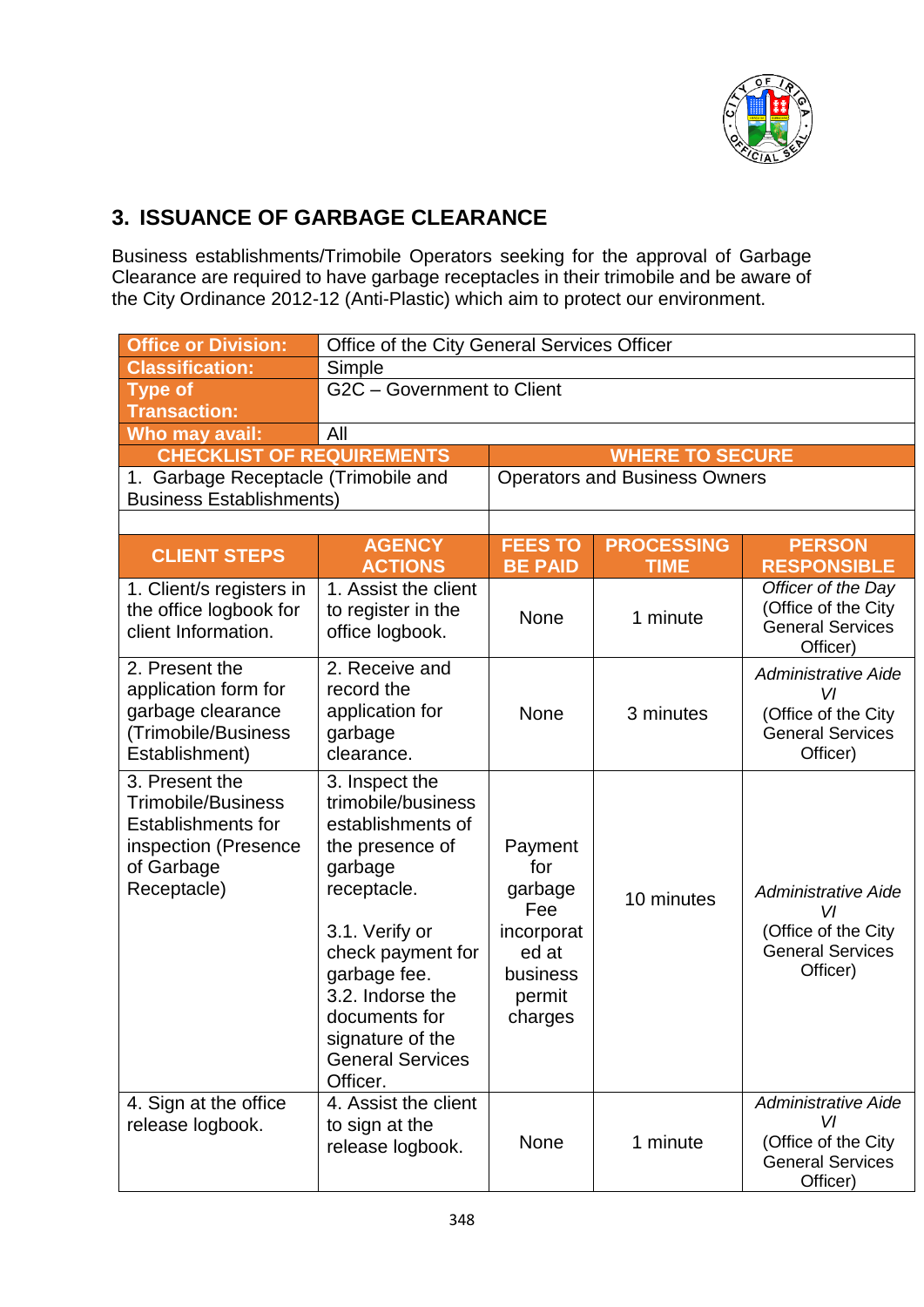## 3. ISSUANCE OF GARBAGE CLEARANCE

Business establishments/Trimobile Operators seeking for the approval of Garbage Clearance are required to have garbage receptacles in their trimobile and be aware of the City Ordinance 2012-12 (Anti-Plastic) which aim to protect our environment.

| **Office or Division:** | Office of the City General Services Officer |
|---|---|
| **Classification:** | Simple |
| **Type of Transaction:** | G2C – Government to Client |
| **Who may avail:** | All |

| **CHECKLIST OF REQUIREMENTS** | **WHERE TO SECURE** |
|---|---|
| 1. Garbage Receptacle (Trimobile and Business Establishments) | Operators and Business Owners |
| | |

| **CLIENT STEPS** | **AGENCY ACTIONS** | **FEES TO BE PAID** | **PROCESSING TIME** | **PERSON RESPONSIBLE** |
|---|---|---|---|---|
| 1. Client/s registers in the office logbook for client Information. | 1. Assist the client to register in the office logbook. | None | 1 minute | *Officer of the Day* (Office of the City General Services Officer) |
| 2. Present the application form for garbage clearance (Trimobile/Business Establishment) | 2. Receive and record the application for garbage clearance. | None | 3 minutes | *Administrative Aide VI* (Office of the City General Services Officer) |
| 3. Present the Trimobile/Business Establishments for inspection (Presence of Garbage Receptacle) | 3. Inspect the trimobile/business establishments of the presence of garbage receptacle.<br><br>3.1. Verify or check payment for garbage fee.<br>3.2. Indorse the documents for signature of the General Services Officer. | Payment for garbage Fee incorporated at business permit charges | 10 minutes | *Administrative Aide VI* (Office of the City General Services Officer) |
| 4. Sign at the office release logbook. | 4. Assist the client to sign at the release logbook. | None | 1 minute | *Administrative Aide VI* (Office of the City General Services Officer) |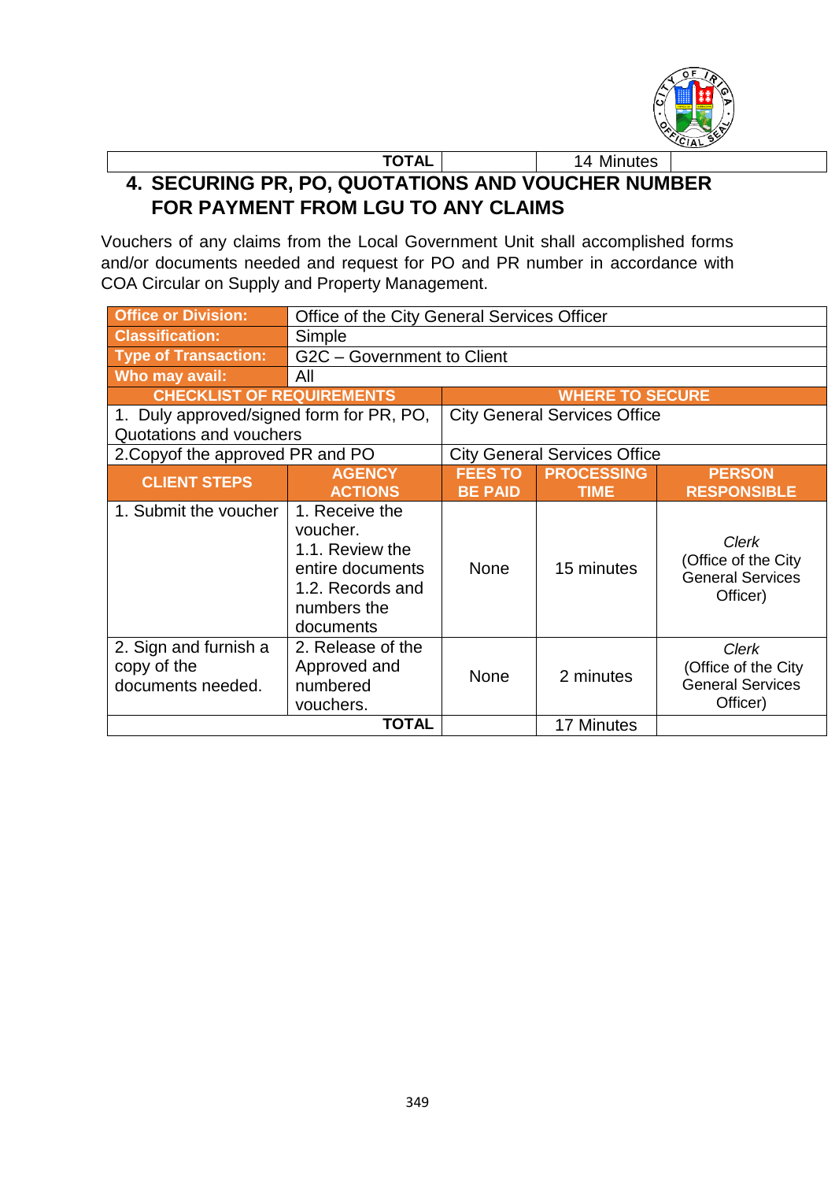| | TOTAL | | 14 Minutes | |
|---|---|---|---|---|

## 4. SECURING PR, PO, QUOTATIONS AND VOUCHER NUMBER FOR PAYMENT FROM LGU TO ANY CLAIMS

Vouchers of any claims from the Local Government Unit shall accomplished forms and/or documents needed and request for PO and PR number in accordance with COA Circular on Supply and Property Management.

| **Office or Division:** | Office of the City General Services Officer | | | |
|---|---|---|---|---|
| **Classification:** | Simple | | | |
| **Type of Transaction:** | G2C – Government to Client | | | |
| **Who may avail:** | All | | | |
| **CHECKLIST OF REQUIREMENTS** | | **WHERE TO SECURE** | | |
| 1. Duly approved/signed form for PR, PO, Quotations and vouchers | | City General Services Office | | |
| 2.Copyof the approved PR and PO | | City General Services Office | | |
| **CLIENT STEPS** | **AGENCY ACTIONS** | **FEES TO BE PAID** | **PROCESSING TIME** | **PERSON RESPONSIBLE** |
| 1. Submit the voucher | 1. Receive the voucher.<br>1.1. Review the entire documents<br>1.2. Records and numbers the documents | None | 15 minutes | *Clerk*<br>(Office of the City General Services Officer) |
| 2. Sign and furnish a copy of the documents needed. | 2. Release of the Approved and numbered vouchers. | None | 2 minutes | *Clerk*<br>(Office of the City General Services Officer) |
| | **TOTAL** | | 17 Minutes | |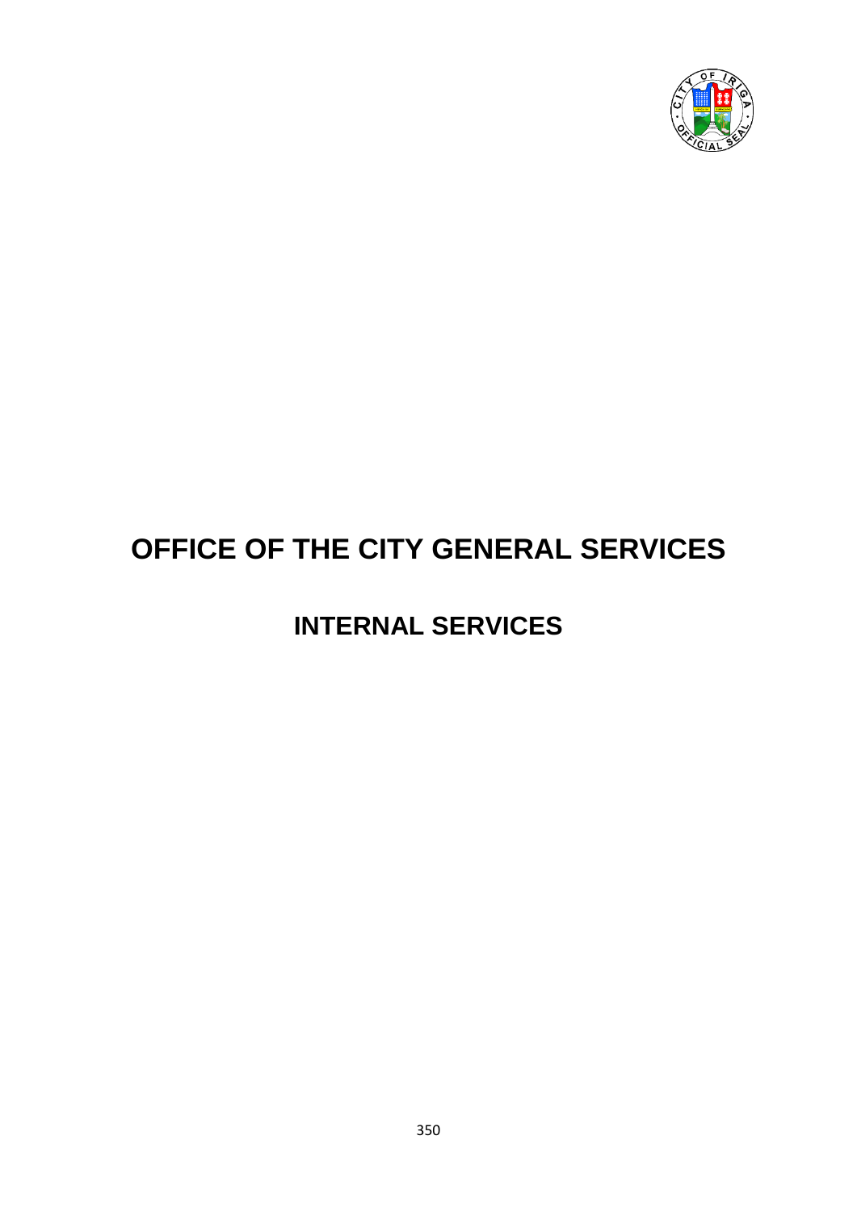# OFFICE OF THE CITY GENERAL SERVICES

## INTERNAL SERVICES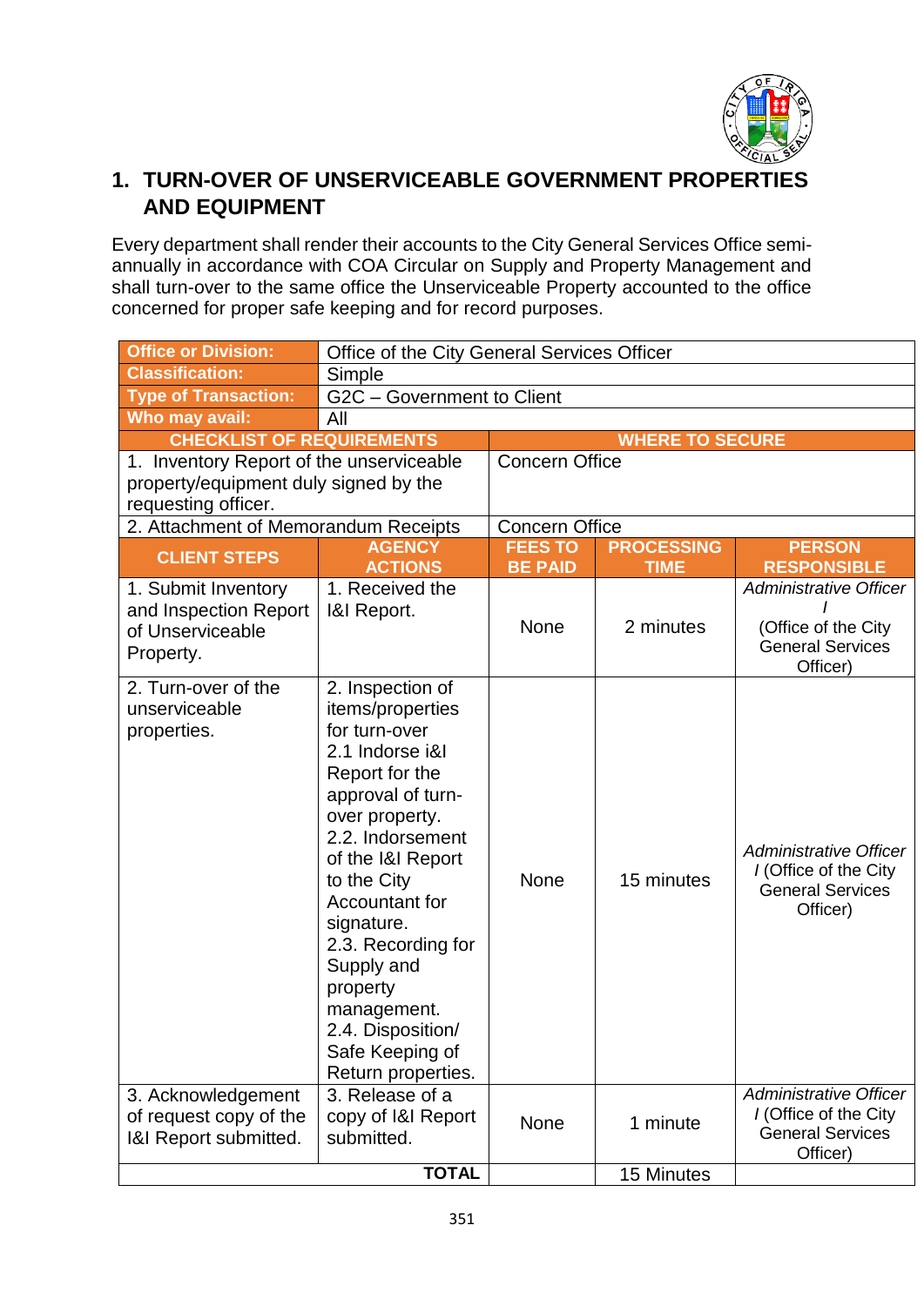## 1. TURN-OVER OF UNSERVICEABLE GOVERNMENT PROPERTIES AND EQUIPMENT

Every department shall render their accounts to the City General Services Office semi-annually in accordance with COA Circular on Supply and Property Management and shall turn-over to the same office the Unserviceable Property accounted to the office concerned for proper safe keeping and for record purposes.

| **Office or Division:** | Office of the City General Services Officer | | | |
|---|---|---|---|---|
| **Classification:** | Simple | | | |
| **Type of Transaction:** | G2C – Government to Client | | | |
| **Who may avail:** | All | | | |
| **CHECKLIST OF REQUIREMENTS** | | **WHERE TO SECURE** | | |
| 1. Inventory Report of the unserviceable property/equipment duly signed by the requesting officer. | | Concern Office | | |
| 2. Attachment of Memorandum Receipts | | Concern Office | | |
| **CLIENT STEPS** | **AGENCY ACTIONS** | **FEES TO BE PAID** | **PROCESSING TIME** | **PERSON RESPONSIBLE** |
| 1. Submit Inventory and Inspection Report of Unserviceable Property. | 1. Received the I&I Report. | None | 2 minutes | *Administrative Officer I* (Office of the City General Services Officer) |
| 2. Turn-over of the unserviceable properties. | 2. Inspection of items/properties for turn-over 2.1 Indorse i&I Report for the approval of turn-over property. 2.2. Indorsement of the I&I Report to the City Accountant for signature. 2.3. Recording for Supply and property management. 2.4. Disposition/ Safe Keeping of Return properties. | None | 15 minutes | *Administrative Officer I* (Office of the City General Services Officer) |
| 3. Acknowledgement of request copy of the I&I Report submitted. | 3. Release of a copy of I&I Report submitted. | None | 1 minute | *Administrative Officer I* (Office of the City General Services Officer) |
| | **TOTAL** | | 15 Minutes | |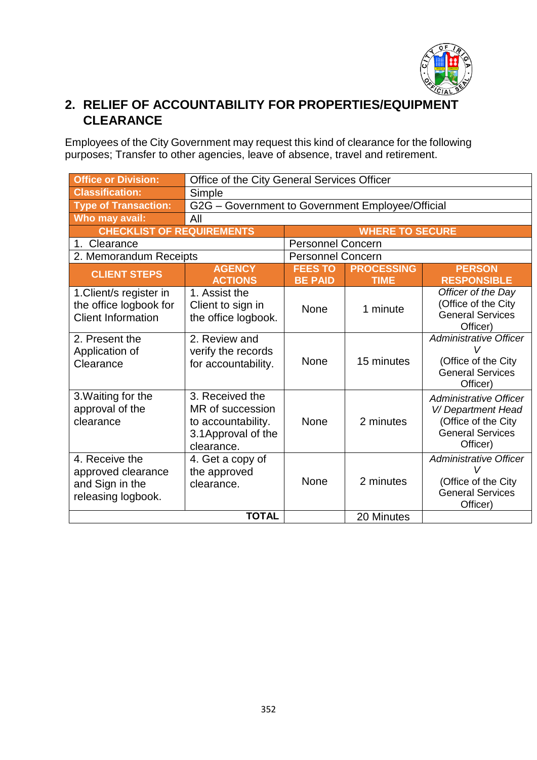## 2. RELIEF OF ACCOUNTABILITY FOR PROPERTIES/EQUIPMENT CLEARANCE

Employees of the City Government may request this kind of clearance for the following purposes; Transfer to other agencies, leave of absence, travel and retirement.

| | | | | |
|---|---|---|---|---|
| **Office or Division:** | Office of the City General Services Officer | | | |
| **Classification:** | Simple | | | |
| **Type of Transaction:** | G2G – Government to Government Employee/Official | | | |
| **Who may avail:** | All | | | |
| **CHECKLIST OF REQUIREMENTS** | | **WHERE TO SECURE** | | |
| 1. Clearance | | Personnel Concern | | |
| 2. Memorandum Receipts | | Personnel Concern | | |
| **CLIENT STEPS** | **AGENCY ACTIONS** | **FEES TO BE PAID** | **PROCESSING TIME** | **PERSON RESPONSIBLE** |
| 1.Client/s register in the office logbook for Client Information | 1. Assist the Client to sign in the office logbook. | None | 1 minute | *Officer of the Day* (Office of the City General Services Officer) |
| 2. Present the Application of Clearance | 2. Review and verify the records for accountability. | None | 15 minutes | *Administrative Officer V* (Office of the City General Services Officer) |
| 3.Waiting for the approval of the clearance | 3. Received the MR of succession to accountability. 3.1Approval of the clearance. | None | 2 minutes | *Administrative Officer V/ Department Head* (Office of the City General Services Officer) |
| 4. Receive the approved clearance and Sign in the releasing logbook. | 4. Get a copy of the approved clearance. | None | 2 minutes | *Administrative Officer V* (Office of the City General Services Officer) |
| | **TOTAL** | | 20 Minutes | |